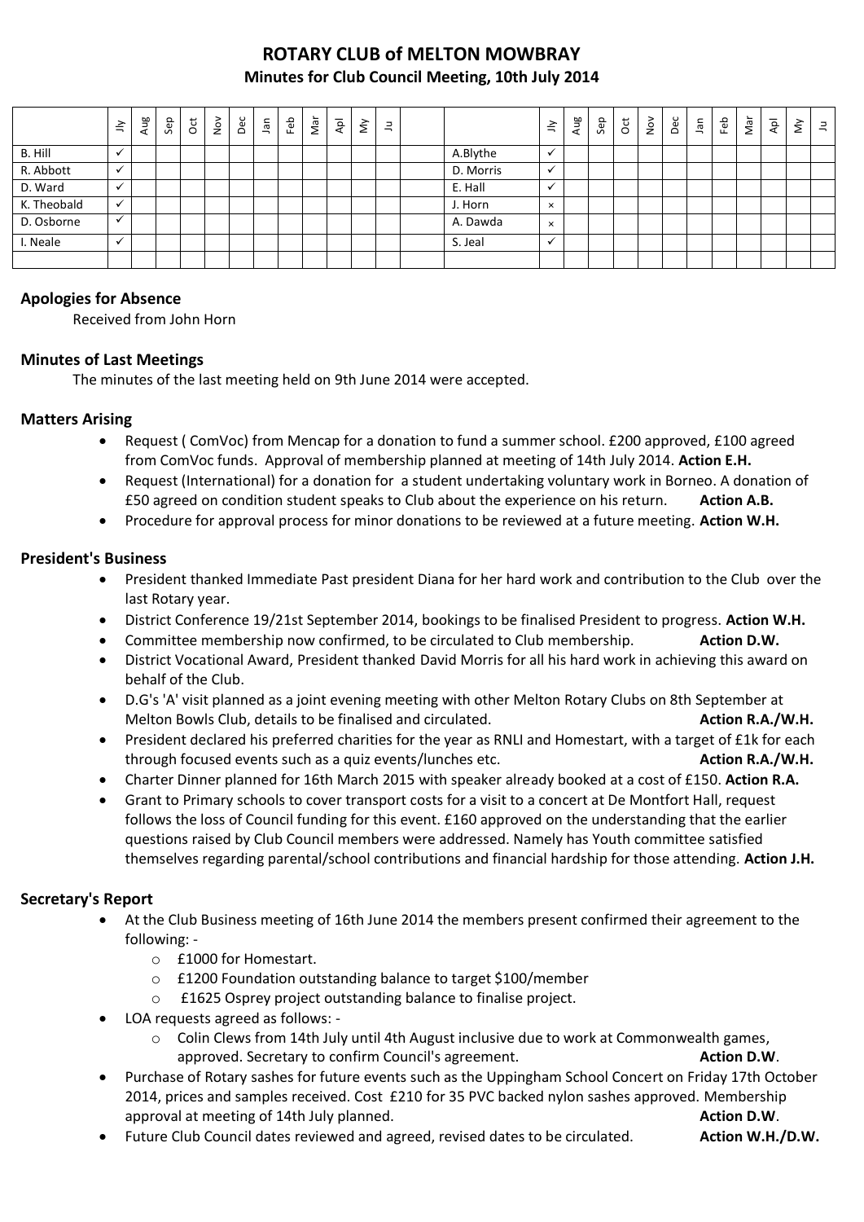# ROTARY CLUB of MELTON MOWBRAY

## Minutes for Club Council Meeting, 10th July 2014

| | Jly | Aug | Sep | Oct | Nov | Dec | Jan | Feb | Mar | Apl | My | Ju | | | Jly | Aug | Sep | Oct | Nov | Dec | Jan | Feb | Mar | Apl | My | Ju |
|---|---|---|---|---|---|---|---|---|---|---|---|---|---|---|---|---|---|---|---|---|---|---|---|---|---|---|
| B. Hill | ✓ | | | | | | | | | | | | | A.Blythe | ✓ | | | | | | | | | | | |
| R. Abbott | ✓ | | | | | | | | | | | | | D. Morris | ✓ | | | | | | | | | | | |
| D. Ward | ✓ | | | | | | | | | | | | | E. Hall | ✓ | | | | | | | | | | | |
| K. Theobald | ✓ | | | | | | | | | | | | | J. Horn | × | | | | | | | | | | | |
| D. Osborne | ✓ | | | | | | | | | | | | | A. Dawda | × | | | | | | | | | | | |
| I. Neale | ✓ | | | | | | | | | | | | | S. Jeal | ✓ | | | | | | | | | | | |
| | | | | | | | | | | | | | | | | | | | | | | | | | | |

### Apologies for Absence

Received from John Horn

### Minutes of Last Meetings

The minutes of the last meeting held on 9th June 2014 were accepted.

### Matters Arising

- Request ( ComVoc) from Mencap for a donation to fund a summer school. £200 approved, £100 agreed from ComVoc funds. Approval of membership planned at meeting of 14th July 2014. **Action E.H.**
- Request (International) for a donation for a student undertaking voluntary work in Borneo. A donation of £50 agreed on condition student speaks to Club about the experience on his return. **Action A.B.**
- Procedure for approval process for minor donations to be reviewed at a future meeting. **Action W.H.**

### President's Business

- President thanked Immediate Past president Diana for her hard work and contribution to the Club over the last Rotary year.
- District Conference 19/21st September 2014, bookings to be finalised President to progress. **Action W.H.**
- Committee membership now confirmed, to be circulated to Club membership. **Action D.W.**
- District Vocational Award, President thanked David Morris for all his hard work in achieving this award on behalf of the Club.
- D.G's 'A' visit planned as a joint evening meeting with other Melton Rotary Clubs on 8th September at Melton Bowls Club, details to be finalised and circulated. **Action R.A./W.H.**
- President declared his preferred charities for the year as RNLI and Homestart, with a target of £1k for each through focused events such as a quiz events/lunches etc. **Action R.A./W.H.**
- Charter Dinner planned for 16th March 2015 with speaker already booked at a cost of £150. **Action R.A.**
- Grant to Primary schools to cover transport costs for a visit to a concert at De Montfort Hall, request follows the loss of Council funding for this event. £160 approved on the understanding that the earlier questions raised by Club Council members were addressed. Namely has Youth committee satisfied themselves regarding parental/school contributions and financial hardship for those attending. **Action J.H.**

### Secretary's Report

- At the Club Business meeting of 16th June 2014 the members present confirmed their agreement to the following: -
  - £1000 for Homestart.
  - £1200 Foundation outstanding balance to target $100/member
  - £1625 Osprey project outstanding balance to finalise project.
- LOA requests agreed as follows: -
  - Colin Clews from 14th July until 4th August inclusive due to work at Commonwealth games, approved. Secretary to confirm Council's agreement. **Action D.W**.
- Purchase of Rotary sashes for future events such as the Uppingham School Concert on Friday 17th October 2014, prices and samples received. Cost £210 for 35 PVC backed nylon sashes approved. Membership approval at meeting of 14th July planned. **Action D.W**.
- Future Club Council dates reviewed and agreed, revised dates to be circulated. **Action W.H./D.W.**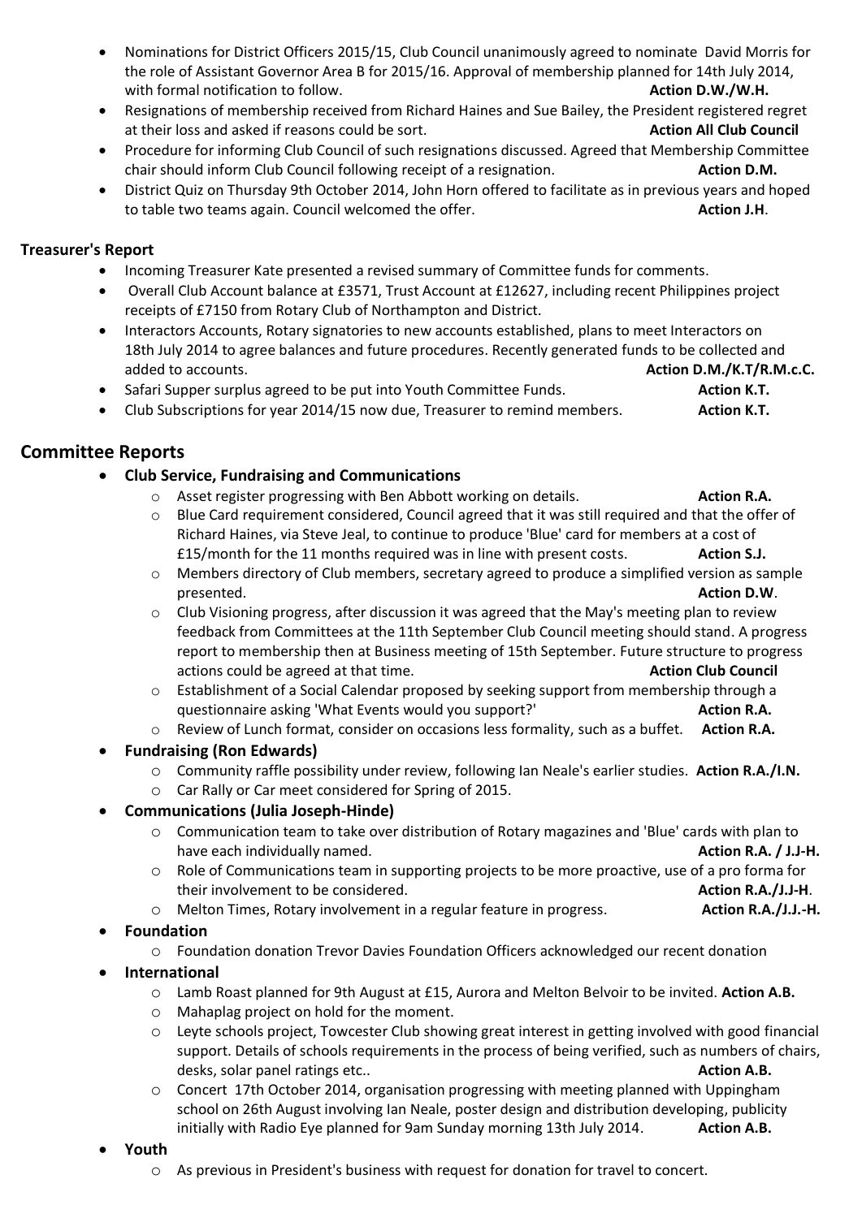- Nominations for District Officers 2015/15, Club Council unanimously agreed to nominate David Morris for the role of Assistant Governor Area B for 2015/16. Approval of membership planned for 14th July 2014, with formal notification to follow. **Action D.W./W.H.**
- Resignations of membership received from Richard Haines and Sue Bailey, the President registered regret at their loss and asked if reasons could be sort. **Action All Club Council**
- Procedure for informing Club Council of such resignations discussed. Agreed that Membership Committee chair should inform Club Council following receipt of a resignation. **Action D.M.**
- District Quiz on Thursday 9th October 2014, John Horn offered to facilitate as in previous years and hoped to table two teams again. Council welcomed the offer. **Action J.H**.

**Treasurer's Report**

- Incoming Treasurer Kate presented a revised summary of Committee funds for comments.
- Overall Club Account balance at £3571, Trust Account at £12627, including recent Philippines project receipts of £7150 from Rotary Club of Northampton and District.
- Interactors Accounts, Rotary signatories to new accounts established, plans to meet Interactors on 18th July 2014 to agree balances and future procedures. Recently generated funds to be collected and added to accounts. **Action D.M./K.T/R.M.c.C.**
- Safari Supper surplus agreed to be put into Youth Committee Funds. **Action K.T.**
- Club Subscriptions for year 2014/15 now due, Treasurer to remind members. **Action K.T.**

## Committee Reports

- **Club Service, Fundraising and Communications**
  - Asset register progressing with Ben Abbott working on details. **Action R.A.**
  - Blue Card requirement considered, Council agreed that it was still required and that the offer of Richard Haines, via Steve Jeal, to continue to produce 'Blue' card for members at a cost of £15/month for the 11 months required was in line with present costs. **Action S.J.**
  - Members directory of Club members, secretary agreed to produce a simplified version as sample presented. **Action D.W**.
  - Club Visioning progress, after discussion it was agreed that the May's meeting plan to review feedback from Committees at the 11th September Club Council meeting should stand. A progress report to membership then at Business meeting of 15th September. Future structure to progress actions could be agreed at that time. **Action Club Council**
  - Establishment of a Social Calendar proposed by seeking support from membership through a questionnaire asking 'What Events would you support?' **Action R.A.**
  - Review of Lunch format, consider on occasions less formality, such as a buffet. **Action R.A.**
- **Fundraising (Ron Edwards)**
  - Community raffle possibility under review, following Ian Neale's earlier studies. **Action R.A./I.N.**
  - Car Rally or Car meet considered for Spring of 2015.
- **Communications (Julia Joseph-Hinde)**
  - Communication team to take over distribution of Rotary magazines and 'Blue' cards with plan to have each individually named. **Action R.A. / J.J-H.**
  - Role of Communications team in supporting projects to be more proactive, use of a pro forma for their involvement to be considered. **Action R.A./J.J-H**.
  - Melton Times, Rotary involvement in a regular feature in progress. **Action R.A./J.J.-H.**
- **Foundation**
  - Foundation donation Trevor Davies Foundation Officers acknowledged our recent donation
- **International**
  - Lamb Roast planned for 9th August at £15, Aurora and Melton Belvoir to be invited. **Action A.B.**
  - Mahaplag project on hold for the moment.
  - Leyte schools project, Towcester Club showing great interest in getting involved with good financial support. Details of schools requirements in the process of being verified, such as numbers of chairs, desks, solar panel ratings etc.. **Action A.B.**
  - Concert 17th October 2014, organisation progressing with meeting planned with Uppingham school on 26th August involving Ian Neale, poster design and distribution developing, publicity initially with Radio Eye planned for 9am Sunday morning 13th July 2014. **Action A.B.**
- **Youth**
  - As previous in President's business with request for donation for travel to concert.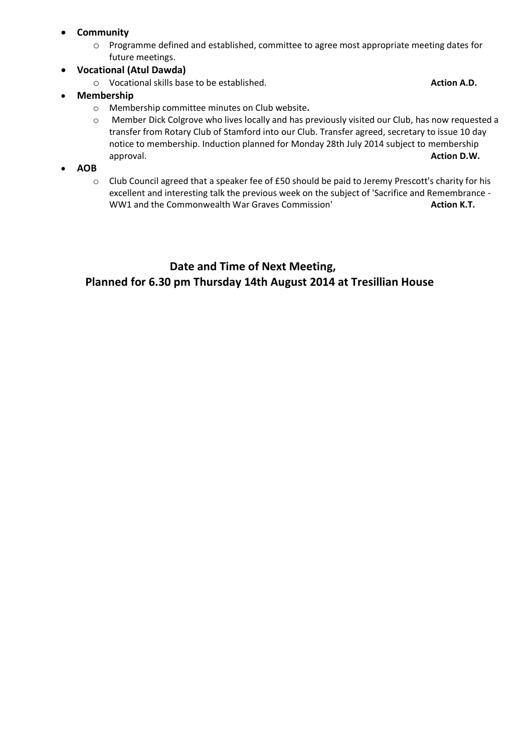- **Community**
  - Programme defined and established, committee to agree most appropriate meeting dates for future meetings.
- **Vocational (Atul Dawda)**
  - Vocational skills base to be established. **Action A.D.**
- **Membership**
  - Membership committee minutes on Club website**.**
  - Member Dick Colgrove who lives locally and has previously visited our Club, has now requested a transfer from Rotary Club of Stamford into our Club. Transfer agreed, secretary to issue 10 day notice to membership. Induction planned for Monday 28th July 2014 subject to membership approval. **Action D.W.**
- **AOB**
  - Club Council agreed that a speaker fee of £50 should be paid to Jeremy Prescott's charity for his excellent and interesting talk the previous week on the subject of 'Sacrifice and Remembrance - WW1 and the Commonwealth War Graves Commission' **Action K.T.**

**Date and Time of Next Meeting,**
**Planned for 6.30 pm Thursday 14th August 2014 at Tresillian House**